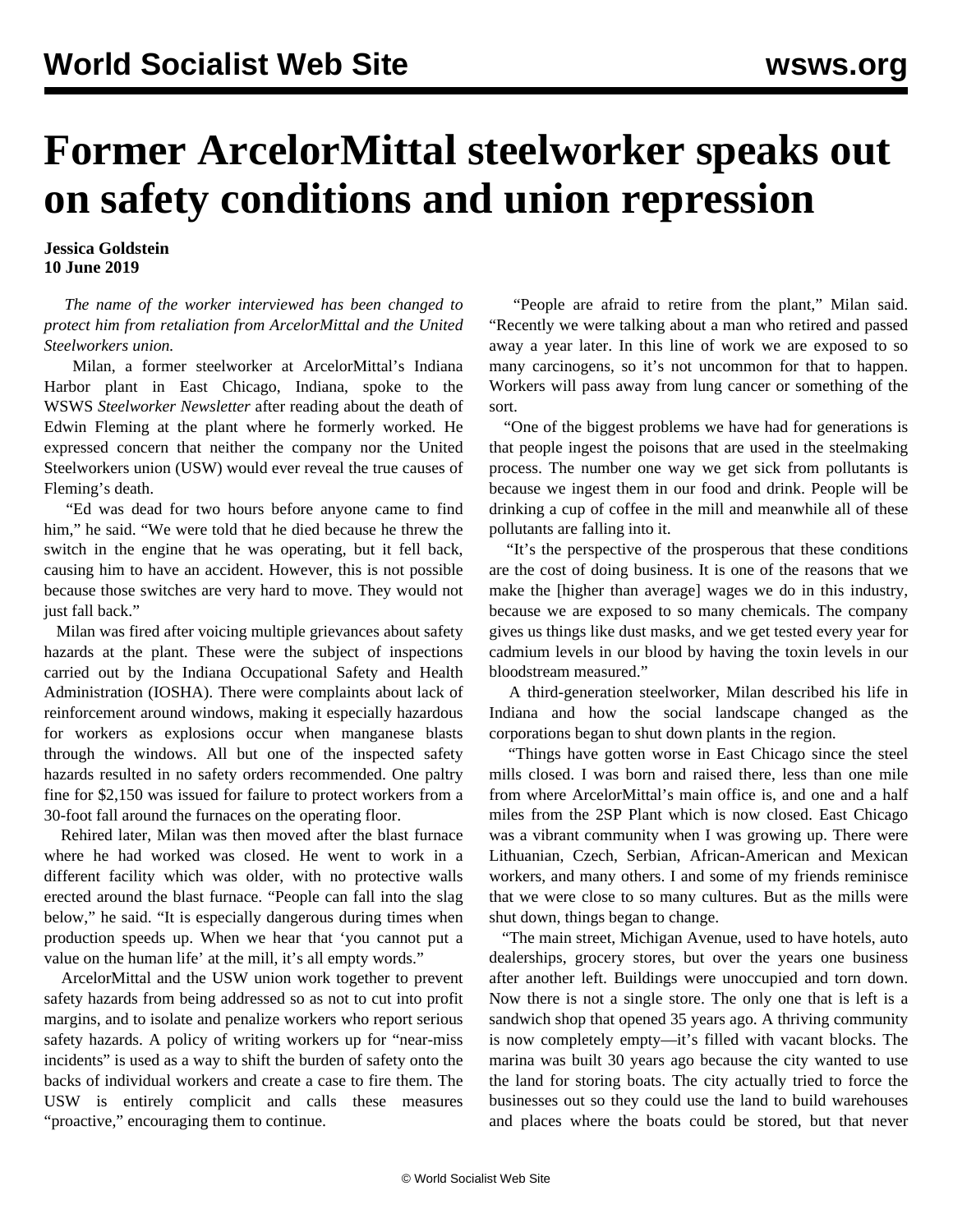# Former ArcelorMittal steelworker speaks out on safety conditions and union repression

**Jessica Goldstein**
**10 June 2019**

*The name of the worker interviewed has been changed to protect him from retaliation from ArcelorMittal and the United Steelworkers union.*

Milan, a former steelworker at ArcelorMittal's Indiana Harbor plant in East Chicago, Indiana, spoke to the WSWS *Steelworker Newsletter* after reading about the death of Edwin Fleming at the plant where he formerly worked. He expressed concern that neither the company nor the United Steelworkers union (USW) would ever reveal the true causes of Fleming's death.

"Ed was dead for two hours before anyone came to find him," he said. "We were told that he died because he threw the switch in the engine that he was operating, but it fell back, causing him to have an accident. However, this is not possible because those switches are very hard to move. They would not just fall back."

Milan was fired after voicing multiple grievances about safety hazards at the plant. These were the subject of inspections carried out by the Indiana Occupational Safety and Health Administration (IOSHA). There were complaints about lack of reinforcement around windows, making it especially hazardous for workers as explosions occur when manganese blasts through the windows. All but one of the inspected safety hazards resulted in no safety orders recommended. One paltry fine for $2,150 was issued for failure to protect workers from a 30-foot fall around the furnaces on the operating floor.

Rehired later, Milan was then moved after the blast furnace where he had worked was closed. He went to work in a different facility which was older, with no protective walls erected around the blast furnace. "People can fall into the slag below," he said. "It is especially dangerous during times when production speeds up. When we hear that 'you cannot put a value on the human life' at the mill, it's all empty words."

ArcelorMittal and the USW union work together to prevent safety hazards from being addressed so as not to cut into profit margins, and to isolate and penalize workers who report serious safety hazards. A policy of writing workers up for "near-miss incidents" is used as a way to shift the burden of safety onto the backs of individual workers and create a case to fire them. The USW is entirely complicit and calls these measures "proactive," encouraging them to continue.

"People are afraid to retire from the plant," Milan said. "Recently we were talking about a man who retired and passed away a year later. In this line of work we are exposed to so many carcinogens, so it's not uncommon for that to happen. Workers will pass away from lung cancer or something of the sort.

"One of the biggest problems we have had for generations is that people ingest the poisons that are used in the steelmaking process. The number one way we get sick from pollutants is because we ingest them in our food and drink. People will be drinking a cup of coffee in the mill and meanwhile all of these pollutants are falling into it.

"It's the perspective of the prosperous that these conditions are the cost of doing business. It is one of the reasons that we make the [higher than average] wages we do in this industry, because we are exposed to so many chemicals. The company gives us things like dust masks, and we get tested every year for cadmium levels in our blood by having the toxin levels in our bloodstream measured."

A third-generation steelworker, Milan described his life in Indiana and how the social landscape changed as the corporations began to shut down plants in the region.

"Things have gotten worse in East Chicago since the steel mills closed. I was born and raised there, less than one mile from where ArcelorMittal's main office is, and one and a half miles from the 2SP Plant which is now closed. East Chicago was a vibrant community when I was growing up. There were Lithuanian, Czech, Serbian, African-American and Mexican workers, and many others. I and some of my friends reminisce that we were close to so many cultures. But as the mills were shut down, things began to change.

"The main street, Michigan Avenue, used to have hotels, auto dealerships, grocery stores, but over the years one business after another left. Buildings were unoccupied and torn down. Now there is not a single store. The only one that is left is a sandwich shop that opened 35 years ago. A thriving community is now completely empty—it's filled with vacant blocks. The marina was built 30 years ago because the city wanted to use the land for storing boats. The city actually tried to force the businesses out so they could use the land to build warehouses and places where the boats could be stored, but that never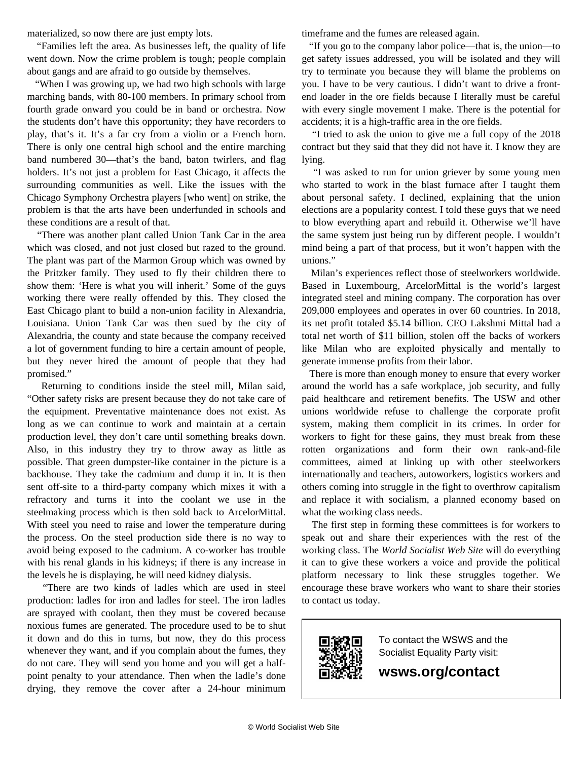materialized, so now there are just empty lots.

"Families left the area. As businesses left, the quality of life went down. Now the crime problem is tough; people complain about gangs and are afraid to go outside by themselves.

"When I was growing up, we had two high schools with large marching bands, with 80-100 members. In primary school from fourth grade onward you could be in band or orchestra. Now the students don't have this opportunity; they have recorders to play, that's it. It's a far cry from a violin or a French horn. There is only one central high school and the entire marching band numbered 30—that's the band, baton twirlers, and flag holders. It's not just a problem for East Chicago, it affects the surrounding communities as well. Like the issues with the Chicago Symphony Orchestra players [who went] on strike, the problem is that the arts have been underfunded in schools and these conditions are a result of that.

"There was another plant called Union Tank Car in the area which was closed, and not just closed but razed to the ground. The plant was part of the Marmon Group which was owned by the Pritzker family. They used to fly their children there to show them: 'Here is what you will inherit.' Some of the guys working there were really offended by this. They closed the East Chicago plant to build a non-union facility in Alexandria, Louisiana. Union Tank Car was then sued by the city of Alexandria, the county and state because the company received a lot of government funding to hire a certain amount of people, but they never hired the amount of people that they had promised."

Returning to conditions inside the steel mill, Milan said, "Other safety risks are present because they do not take care of the equipment. Preventative maintenance does not exist. As long as we can continue to work and maintain at a certain production level, they don't care until something breaks down. Also, in this industry they try to throw away as little as possible. That green dumpster-like container in the picture is a backhouse. They take the cadmium and dump it in. It is then sent off-site to a third-party company which mixes it with a refractory and turns it into the coolant we use in the steelmaking process which is then sold back to ArcelorMittal. With steel you need to raise and lower the temperature during the process. On the steel production side there is no way to avoid being exposed to the cadmium. A co-worker has trouble with his renal glands in his kidneys; if there is any increase in the levels he is displaying, he will need kidney dialysis.

"There are two kinds of ladles which are used in steel production: ladles for iron and ladles for steel. The iron ladles are sprayed with coolant, then they must be covered because noxious fumes are generated. The procedure used to be to shut it down and do this in turns, but now, they do this process whenever they want, and if you complain about the fumes, they do not care. They will send you home and you will get a half-point penalty to your attendance. Then when the ladle's done drying, they remove the cover after a 24-hour minimum timeframe and the fumes are released again.

"If you go to the company labor police—that is, the union—to get safety issues addressed, you will be isolated and they will try to terminate you because they will blame the problems on you. I have to be very cautious. I didn't want to drive a front-end loader in the ore fields because I literally must be careful with every single movement I make. There is the potential for accidents; it is a high-traffic area in the ore fields.

"I tried to ask the union to give me a full copy of the 2018 contract but they said that they did not have it. I know they are lying.

"I was asked to run for union griever by some young men who started to work in the blast furnace after I taught them about personal safety. I declined, explaining that the union elections are a popularity contest. I told these guys that we need to blow everything apart and rebuild it. Otherwise we'll have the same system just being run by different people. I wouldn't mind being a part of that process, but it won't happen with the unions."

Milan's experiences reflect those of steelworkers worldwide. Based in Luxembourg, ArcelorMittal is the world's largest integrated steel and mining company. The corporation has over 209,000 employees and operates in over 60 countries. In 2018, its net profit totaled $5.14 billion. CEO Lakshmi Mittal had a total net worth of $11 billion, stolen off the backs of workers like Milan who are exploited physically and mentally to generate immense profits from their labor.

There is more than enough money to ensure that every worker around the world has a safe workplace, job security, and fully paid healthcare and retirement benefits. The USW and other unions worldwide refuse to challenge the corporate profit system, making them complicit in its crimes. In order for workers to fight for these gains, they must break from these rotten organizations and form their own rank-and-file committees, aimed at linking up with other steelworkers internationally and teachers, autoworkers, logistics workers and others coming into struggle in the fight to overthrow capitalism and replace it with socialism, a planned economy based on what the working class needs.

The first step in forming these committees is for workers to speak out and share their experiences with the rest of the working class. The *World Socialist Web Site* will do everything it can to give these workers a voice and provide the political platform necessary to link these struggles together. We encourage these brave workers who want to share their stories to contact us today.

To contact the WSWS and the Socialist Equality Party visit:

**wsws.org/contact**